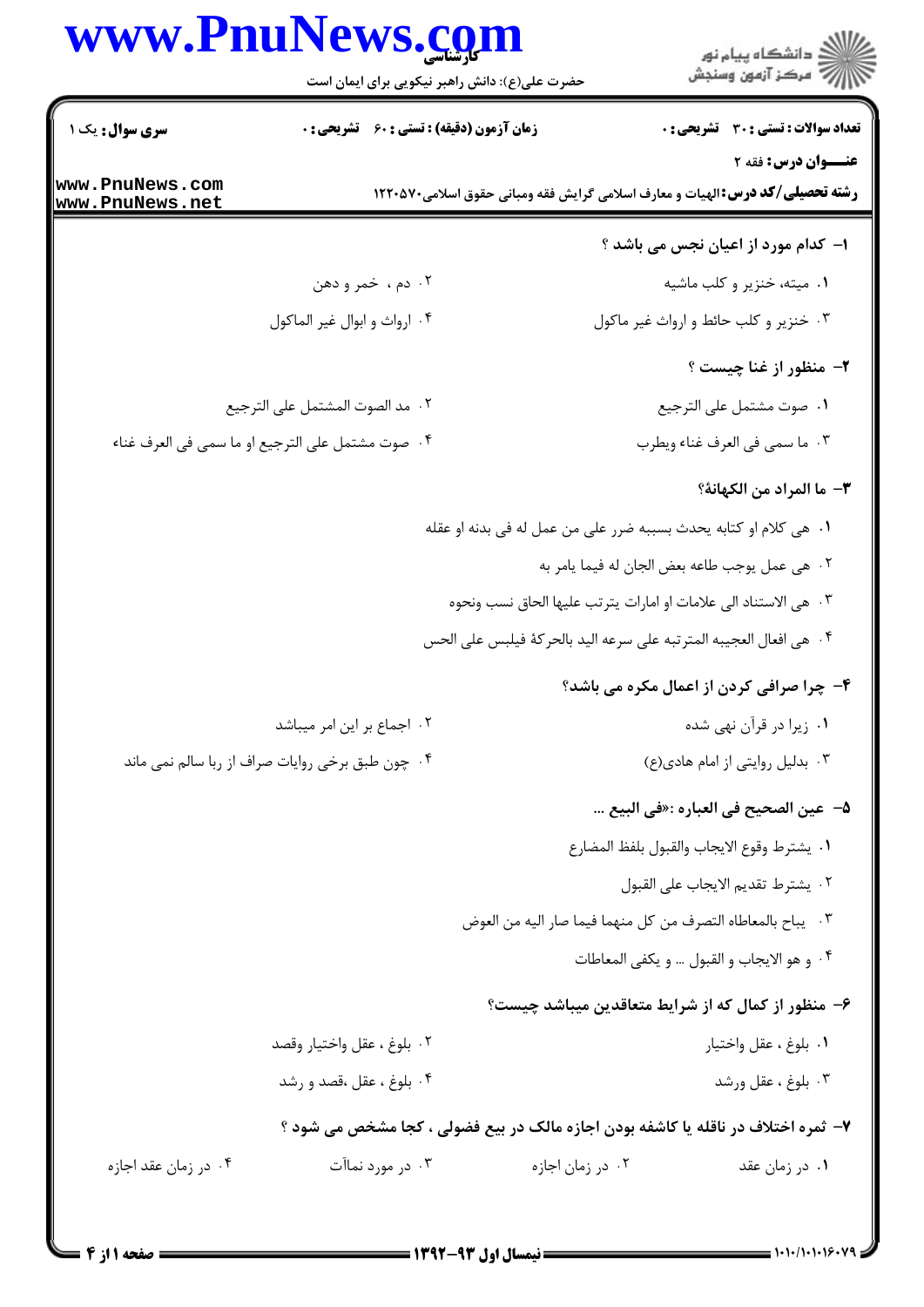**سری سؤال:** یک ۱

**زمان آزمون (دقیقه) : تستی : ۶۰ تشریحی : ۰**

**تعداد سوالات : تستی : ۳۰ تشریحی : ۰**

**عنـــوان درس:** فقه ۲

**رشته تحصیلی/کد درس:** الهیات و معارف اسلامی گرایش فقه ومبانی حقوق اسلامی۱۲۲۰۵۷۰

**۱- کدام مورد از اعیان نجس می باشد ؟**

۱. میته، خنزیر و کلب ماشیه

۲. دم ، خمر و دهن

۳. خنزیر و کلب حائط و ارواث غیر ماکول

۴. ارواث و ابوال غیر الماکول

**۲- منظور از غنا چیست ؟**

۱. صوت مشتمل علی الترجیع

۲. مد الصوت المشتمل علی الترجیع

۳. ما سمی فی العرف غناء ویطرب

۴. صوت مشتمل علی الترجیع او ما سمی فی العرف غناء

**۳- ما المراد من الکهانة؟**

۱. هی کلام او کتابه یحدث بسببه ضرر علی من عمل له فی بدنه او عقله

۲. هی عمل یوجب طاعه بعض الجان له فیما یامر به

۳. هی الاستناد الی علامات او امارات یترتب علیها الحاق نسب ونحوه

۴. هی افعال العجیبه المترتبه علی سرعه الید بالحرکة فیلبس علی الحس

**۴- چرا صرافی کردن از اعمال مکره می باشد؟**

۱. زیرا در قرآن نهی شده

۲. اجماع بر این امر میباشد

۳. بدلیل روایتی از امام هادی(ع)

۴. چون طبق برخی روایات صراف از ربا سالم نمی ماند

**۵- عین الصحیح فی العباره :«فی البیع ...**

۱. یشترط وقوع الایجاب والقبول بلفظ المضارع

۲. یشترط تقدیم الایجاب علی القبول

۳. یباح بالمعاطاه التصرف من کل منهما فیما صار الیه من العوض

۴. و هو الایجاب و القبول ... و یکفی المعاطات

**۶- منظور از کمال که از شرایط متعاقدین میباشد چیست؟**

۱. بلوغ ، عقل واختیار

۲. بلوغ ، عقل واختیار وقصد

۳. بلوغ ، عقل ورشد

۴. بلوغ ، عقل ،قصد و رشد

**۷- ثمره اختلاف در ناقله یا کاشفه بودن اجازه مالک در بیع فضولی ، کجا مشخص می شود ؟**

۱. در زمان عقد

۲. در زمان اجازه

۳. در مورد نماآت

۴. در زمان عقد اجازه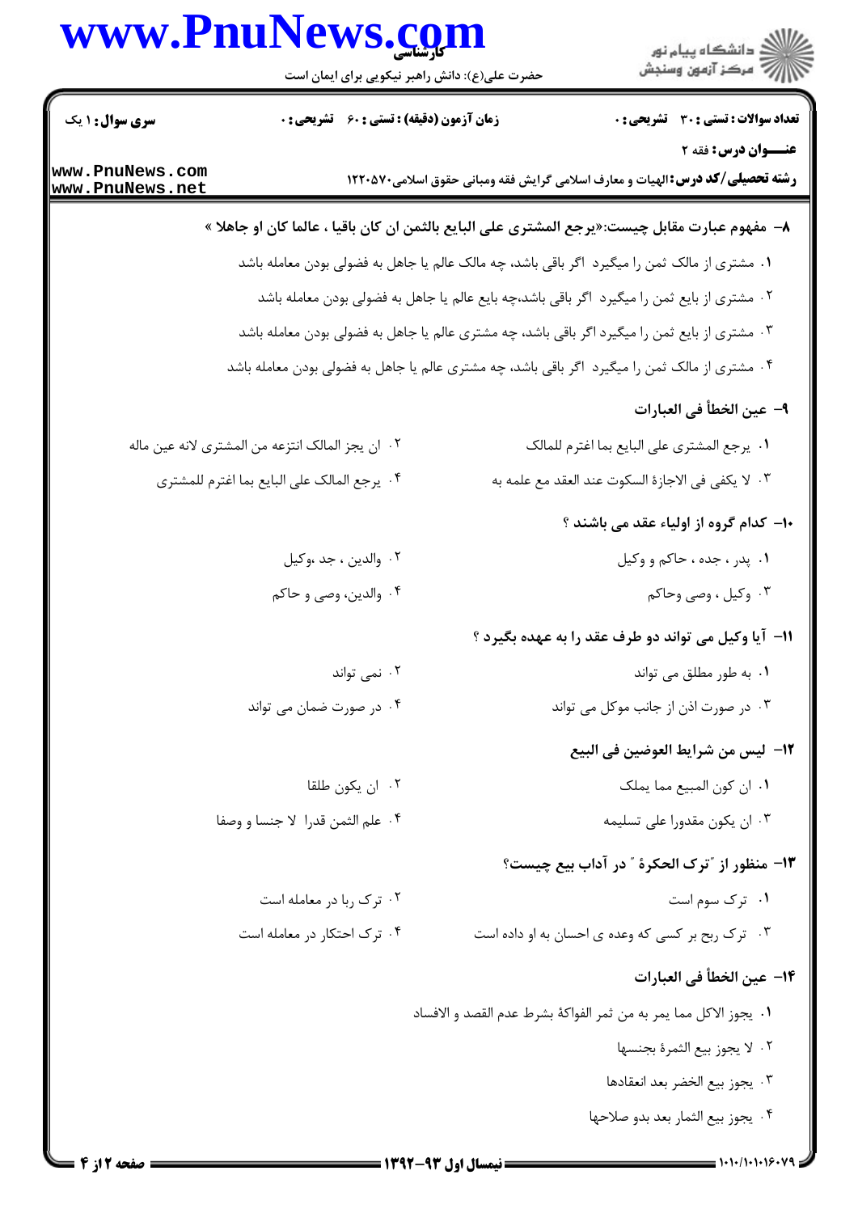سری سوال: ۱ یک | زمان آزمون (دقیقه) : تستی : ۶۰ تشریحی : ۰ | تعداد سوالات : تستی : ۳۰ تشریحی : ۰

عنـــوان درس: فقه ۲

رشته تحصیلی/کد درس: الهیات و معارف اسلامی گرایش فقه ومبانی حقوق اسلامی۱۲۲۰۵۷۰

**۸- مفهوم عبارت مقابل چیست:«یرجع المشتری علی البایع بالثمن ان کان باقیا ، عالما کان او جاهلا »**

۱. مشتری از مالک ثمن را میگیرد اگر باقی باشد، چه مالک عالم یا جاهل به فضولی بودن معامله باشد

۲. مشتری از بایع ثمن را میگیرد اگر باقی باشد،چه بایع عالم یا جاهل به فضولی بودن معامله باشد

۳. مشتری از بایع ثمن را میگیرد اگر باقی باشد، چه مشتری عالم یا جاهل به فضولی بودن معامله باشد

۴. مشتری از مالک ثمن را میگیرد اگر باقی باشد، چه مشتری عالم یا جاهل به فضولی بودن معامله باشد

**۹- عین الخطأ فی العبارات**

۱. یرجع المشتری علی البایع بما اغترم للمالک

۲. ان یجز المالک انتزعه من المشتری لانه عین ماله

۳. لا یکفی فی الاجازة السکوت عند العقد مع علمه به

۴. یرجع المالک علی البایع بما اغترم للمشتری

**۱۰- کدام گروه از اولیاء عقد می باشند ؟**

۱. پدر ، جده ، حاکم و وکیل

۲. والدین ، جد ،وکیل

۳. وکیل ، وصی وحاکم

۴. والدین، وصی و حاکم

**۱۱- آیا وکیل می تواند دو طرف عقد را به عهده بگیرد ؟**

۱. به طور مطلق می تواند

۲. نمی تواند

۳. در صورت اذن از جانب موکل می تواند

۴. در صورت ضمان می تواند

**۱۲- لیس من شرایط العوضین فی البیع**

۱. ان کون المبیع مما یملک

۲. ان یکون طلقا

۳. ان یکون مقدورا علی تسلیمه

۴. علم الثمن قدرا لا جنسا و وصفا

**۱۳- منظور از "ترک الحکرة " در آداب بیع چیست؟**

۱. ترک سوم است

۲. ترک ربا در معامله است

۳. ترک ربح بر کسی که وعده ی احسان به او داده است

۴. ترک احتکار در معامله است

**۱۴- عین الخطأ فی العبارات**

۱. یجوز الاکل مما یمر به من ثمر الفواکة بشرط عدم القصد و الافساد

۲. لا یجوز بیع الثمرة بجنسها

۳. یجوز بیع الخضر بعد انعقادها

۴. یجوز بیع الثمار بعد بدو صلاحها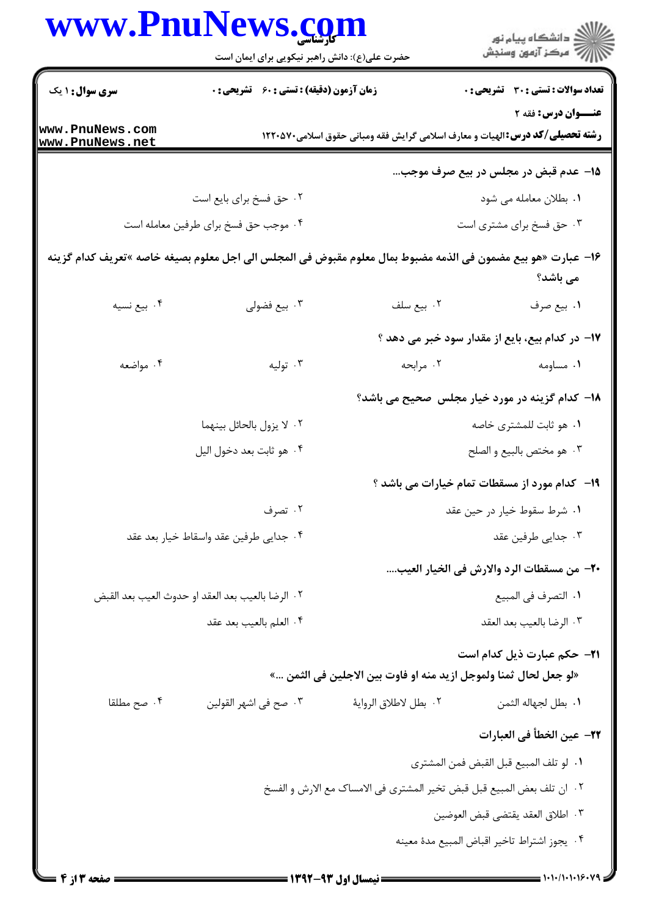**سری سوال:** ۱ یک | **زمان آزمون (دقیقه):** تستی : ۶۰ تشریحی : ۰ | **تعداد سوالات:** تستی : ۳۰ تشریحی : ۰

**عنـــوان درس:** فقه ۲

**رشته تحصیلی/کد درس:** الهیات و معارف اسلامی گرایش فقه ومبانی حقوق اسلامی۱۲۲۰۵۷۰

**۱۵- عدم قبض در مجلس در بیع صرف موجب...**

۱. بطلان معامله می شود

۲. حق فسخ برای بایع است

۳. حق فسخ برای مشتری است

۴. موجب حق فسخ برای طرفین معامله است

**۱۶- عبارت «هو بیع مضمون فی الذمه مضبوط بمال معلوم مقبوض فی المجلس الی اجل معلوم بصیغه خاصه »تعریف کدام گزینه می باشد؟**

۱. بیع صرف

۲. بیع سلف

۳. بیع فضولی

۴. بیع نسیه

**۱۷- در کدام بیع، بایع از مقدار سود خبر می دهد ؟**

۱. مساومه

۲. مرابحه

۳. تولیه

۴. مواضعه

**۱۸- کدام گزینه در مورد خیار مجلس صحیح می باشد؟**

۱. هو ثابت للمشتری خاصه

۲. لا یزول بالحائل بینهما

۳. هو مختص بالبیع و الصلح

۴. هو ثابت بعد دخول الیل

**۱۹- کدام مورد از مسقطات تمام خیارات می باشد ؟**

۱. شرط سقوط خیار در حین عقد

۲. تصرف

۳. جدایی طرفین عقد

۴. جدایی طرفین عقد واسقاط خیار بعد عقد

**۲۰- من مسقطات الرد والارش فی الخیار العیب....**

۱. التصرف فی المبیع

۲. الرضا بالعیب بعد العقد او حدوث العیب بعد القبض

۳. الرضا بالعیب بعد العقد

۴. العلم بالعیب بعد عقد

**۲۱- حکم عبارت ذیل کدام است**

«لو جعل لحال ثمنا ولموجل ازید منه او فاوت بین الاجلین فی الثمن ...»

۱. بطل لجهاله الثمن

۲. بطل لاطلاق الروایة

۳. صح فی اشهر القولین

۴. صح مطلقا

**۲۲- عین الخطأ فی العبارات**

۱. لو تلف المبیع قبل القبض فمن المشتری

۲. ان تلف بعض المبیع قبل قبض تخیر المشتری فی الامساک مع الارش و الفسخ

۳. اطلاق العقد یقتضی قبض العوضین

۴. یجوز اشتراط تاخیر اقباض المبیع مدة معینه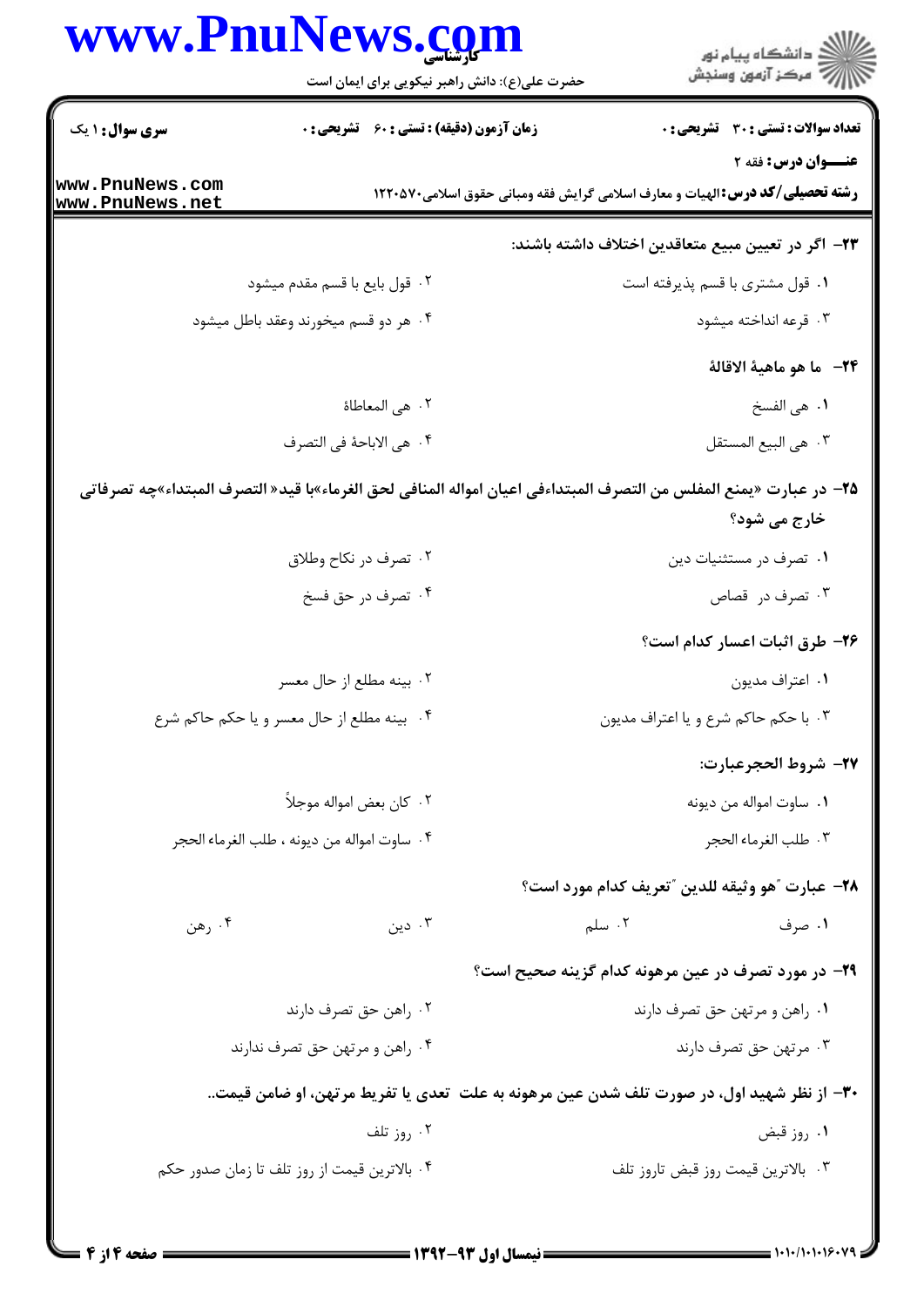۲۳- اگر در تعیین مبیع متعاقدین اختلاف داشته باشند:

۱. قول مشتری با قسم پذیرفته است

۲. قول بایع با قسم مقدم میشود

۳. قرعه انداخته میشود

۴. هر دو قسم میخورند وعقد باطل میشود

۲۴- ما هو ماهیة الاقالة

۱. هی الفسخ

۲. هی المعاطاة

۳. هی البیع المستقل

۴. هی الاباحة فی التصرف

۲۵- در عبارت «یمنع المفلس من التصرف المبتداءفی اعیان امواله المنافی لحق الغرماء»با قید« التصرف المبتداء»چه تصرفاتی خارج می شود؟

۱. تصرف در مستثنیات دین

۲. تصرف در نکاح وطلاق

۳. تصرف در قصاص

۴. تصرف در حق فسخ

۲۶- طرق اثبات اعسار کدام است؟

۱. اعتراف مدیون

۲. بینه مطلع از حال معسر

۳. با حکم حاکم شرع و یا اعتراف مدیون

۴. بینه مطلع از حال معسر و یا حکم حاکم شرع

۲۷- شروط الحجرعبارت:

۱. ساوت امواله من دیونه

۲. کان بعض امواله موجلاً

۳. طلب الغرماء الحجر

۴. ساوت امواله من دیونه ، طلب الغرماء الحجر

۲۸- عبارت "هو وثیقه للدین "تعریف کدام مورد است؟

۱. صرف

۲. سلم

۳. دین

۴. رهن

۲۹- در مورد تصرف در عین مرهونه کدام گزینه صحیح است؟

۱. راهن و مرتهن حق تصرف دارند

۲. راهن حق تصرف دارند

۳. مرتهن حق تصرف دارند

۴. راهن و مرتهن حق تصرف ندارند

۳۰- از نظر شهید اول، در صورت تلف شدن عین مرهونه به علت تعدی یا تفریط مرتهن، او ضامن قیمت..

۱. روز قبض

۲. روز تلف

۳. بالاترین قیمت روز قبض تاروز تلف

۴. بالاترین قیمت از روز تلف تا زمان صدور حکم